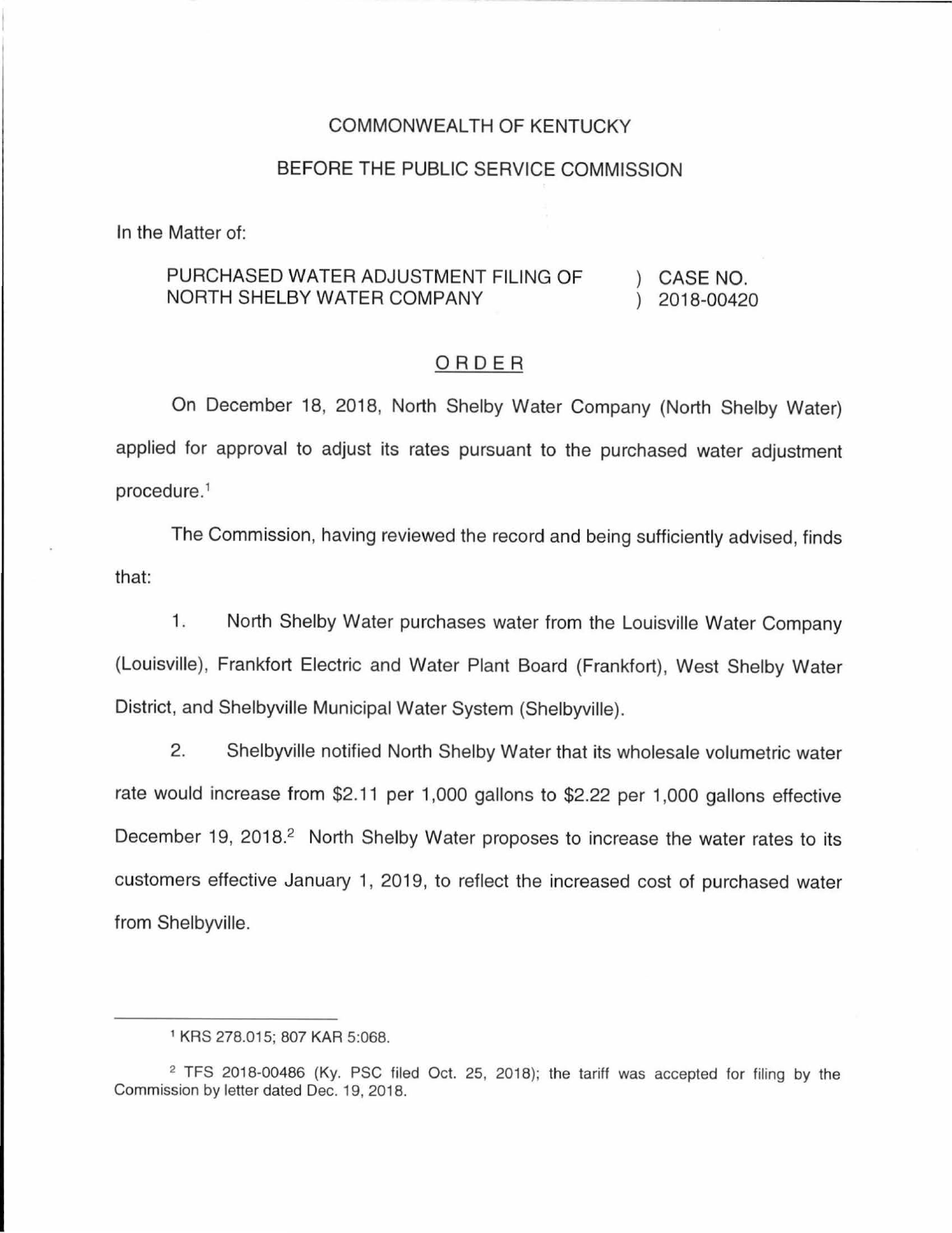COMMONWEALTH OF KENTUCKY

BEFORE THE PUBLIC SERVICE COMMISSION

In the Matter of:

PURCHASED WATER ADJUSTMENT FILING OF NORTH SHELBY WATER COMPANY ) CASE NO. 2018-00420

## ORDER

On December 18, 2018, North Shelby Water Company (North Shelby Water) applied for approval to adjust its rates pursuant to the purchased water adjustment procedure.[1]

The Commission, having reviewed the record and being sufficiently advised, finds that:

1. North Shelby Water purchases water from the Louisville Water Company (Louisville), Frankfort Electric and Water Plant Board (Frankfort), West Shelby Water District, and Shelbyville Municipal Water System (Shelbyville).

2. Shelbyville notified North Shelby Water that its wholesale volumetric water rate would increase from $2.11 per 1,000 gallons to $2.22 per 1,000 gallons effective December 19, 2018.[2] North Shelby Water proposes to increase the water rates to its customers effective January 1, 2019, to reflect the increased cost of purchased water from Shelbyville.

---

[1] KRS 278.015; 807 KAR 5:068.

[2] TFS 2018-00486 (Ky. PSC filed Oct. 25, 2018); the tariff was accepted for filing by the Commission by letter dated Dec. 19, 2018.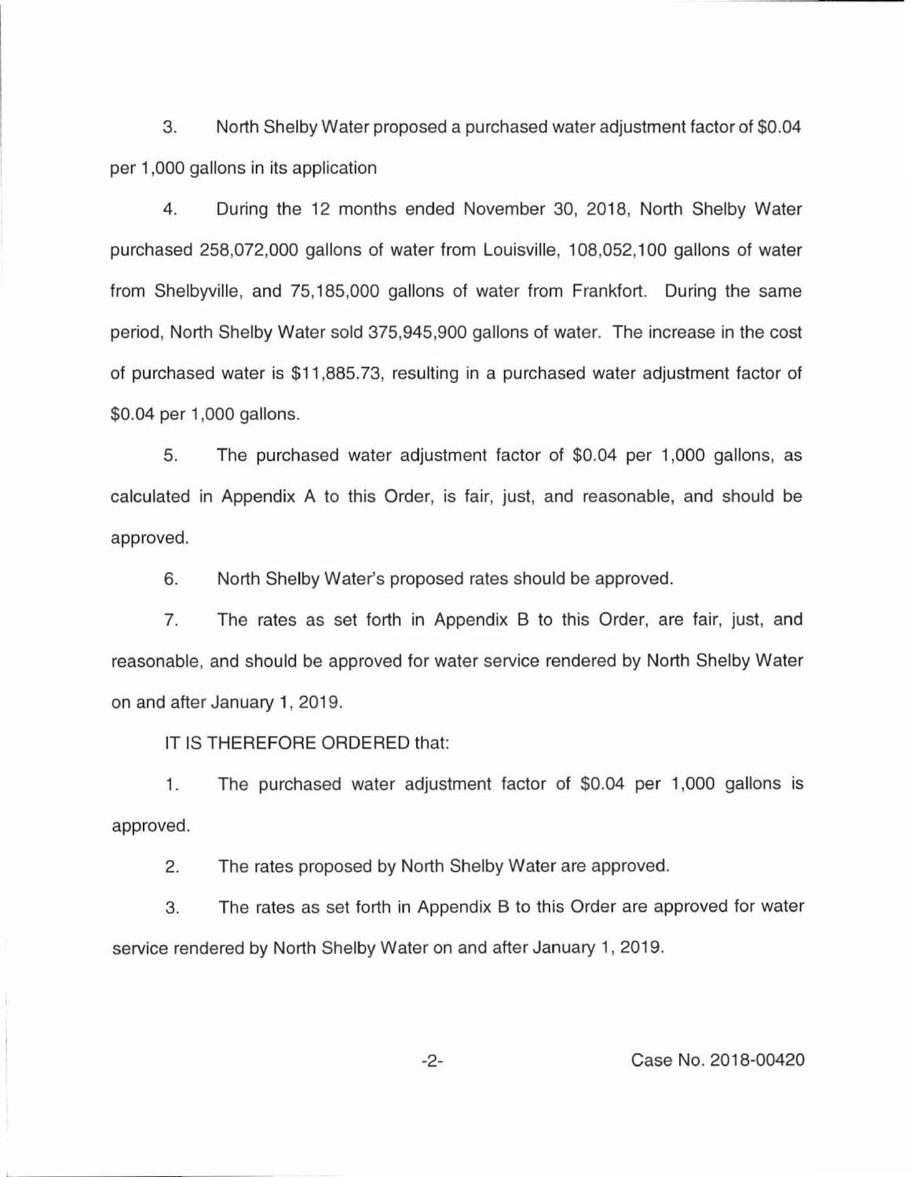3. North Shelby Water proposed a purchased water adjustment factor of $0.04 per 1,000 gallons in its application

4. During the 12 months ended November 30, 2018, North Shelby Water purchased 258,072,000 gallons of water from Louisville, 108,052,100 gallons of water from Shelbyville, and 75,185,000 gallons of water from Frankfort. During the same period, North Shelby Water sold 375,945,900 gallons of water. The increase in the cost of purchased water is $11,885.73, resulting in a purchased water adjustment factor of $0.04 per 1,000 gallons.

5. The purchased water adjustment factor of $0.04 per 1,000 gallons, as calculated in Appendix A to this Order, is fair, just, and reasonable, and should be approved.

6. North Shelby Water's proposed rates should be approved.

7. The rates as set forth in Appendix B to this Order, are fair, just, and reasonable, and should be approved for water service rendered by North Shelby Water on and after January 1, 2019.

IT IS THEREFORE ORDERED that:

1. The purchased water adjustment factor of $0.04 per 1,000 gallons is approved.

2. The rates proposed by North Shelby Water are approved.

3. The rates as set forth in Appendix B to this Order are approved for water service rendered by North Shelby Water on and after January 1, 2019.

Case No. 2018-00420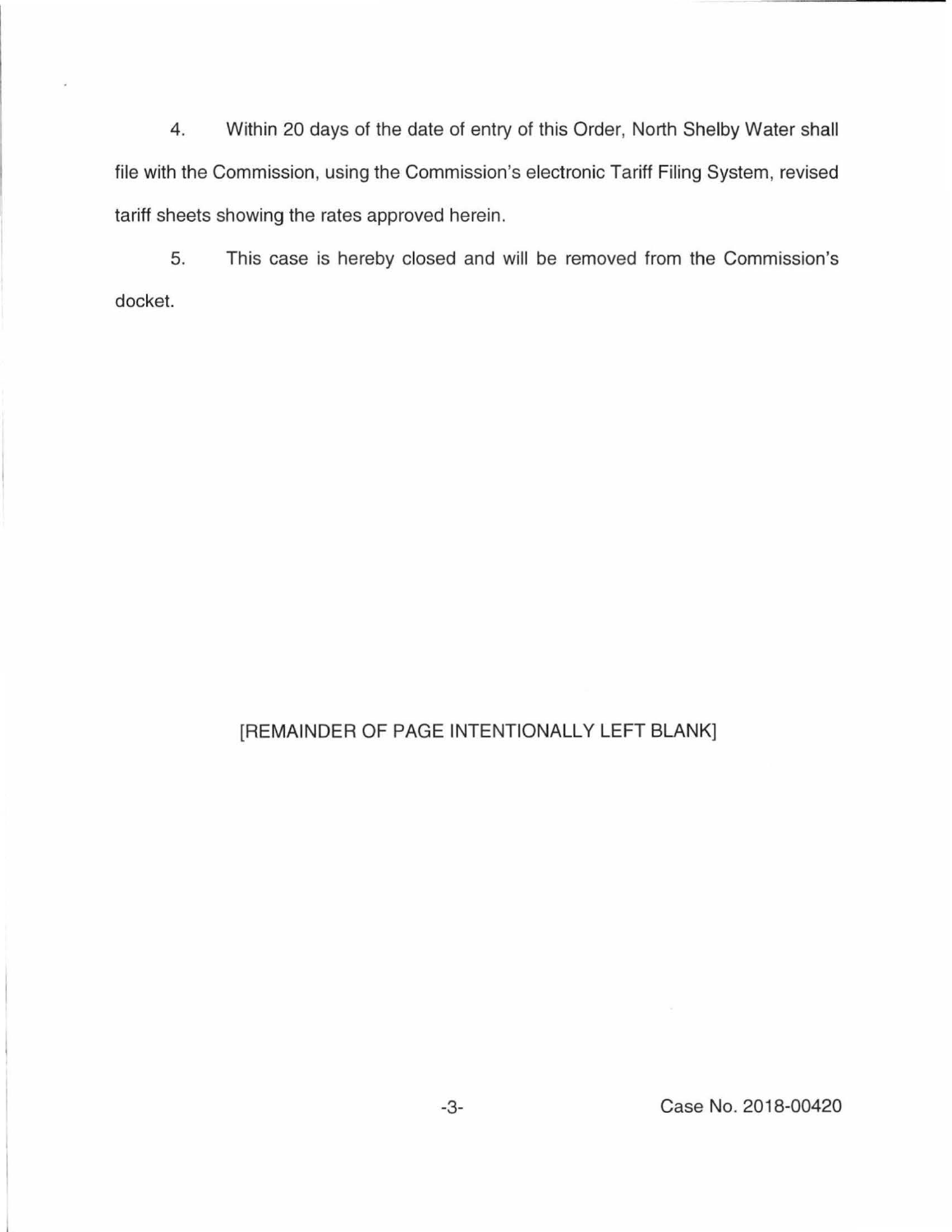4. Within 20 days of the date of entry of this Order, North Shelby Water shall file with the Commission, using the Commission's electronic Tariff Filing System, revised tariff sheets showing the rates approved herein.

5. This case is hereby closed and will be removed from the Commission's docket.

[REMAINDER OF PAGE INTENTIONALLY LEFT BLANK]

Case No. 2018-00420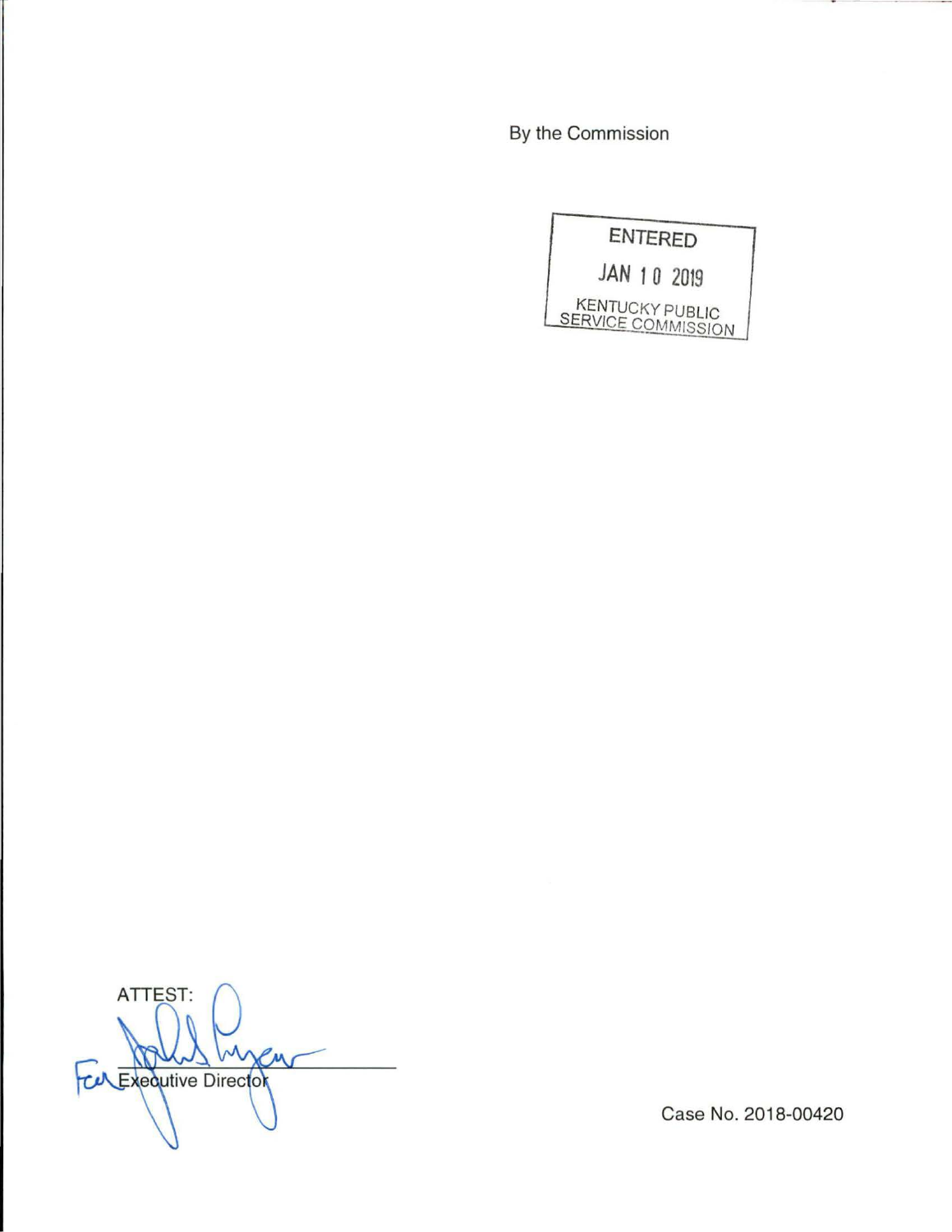By the Commission

ENTERED

JAN 10 2019

KENTUCKY PUBLIC SERVICE COMMISSION

ATTEST:

For Executive Director

Case No. 2018-00420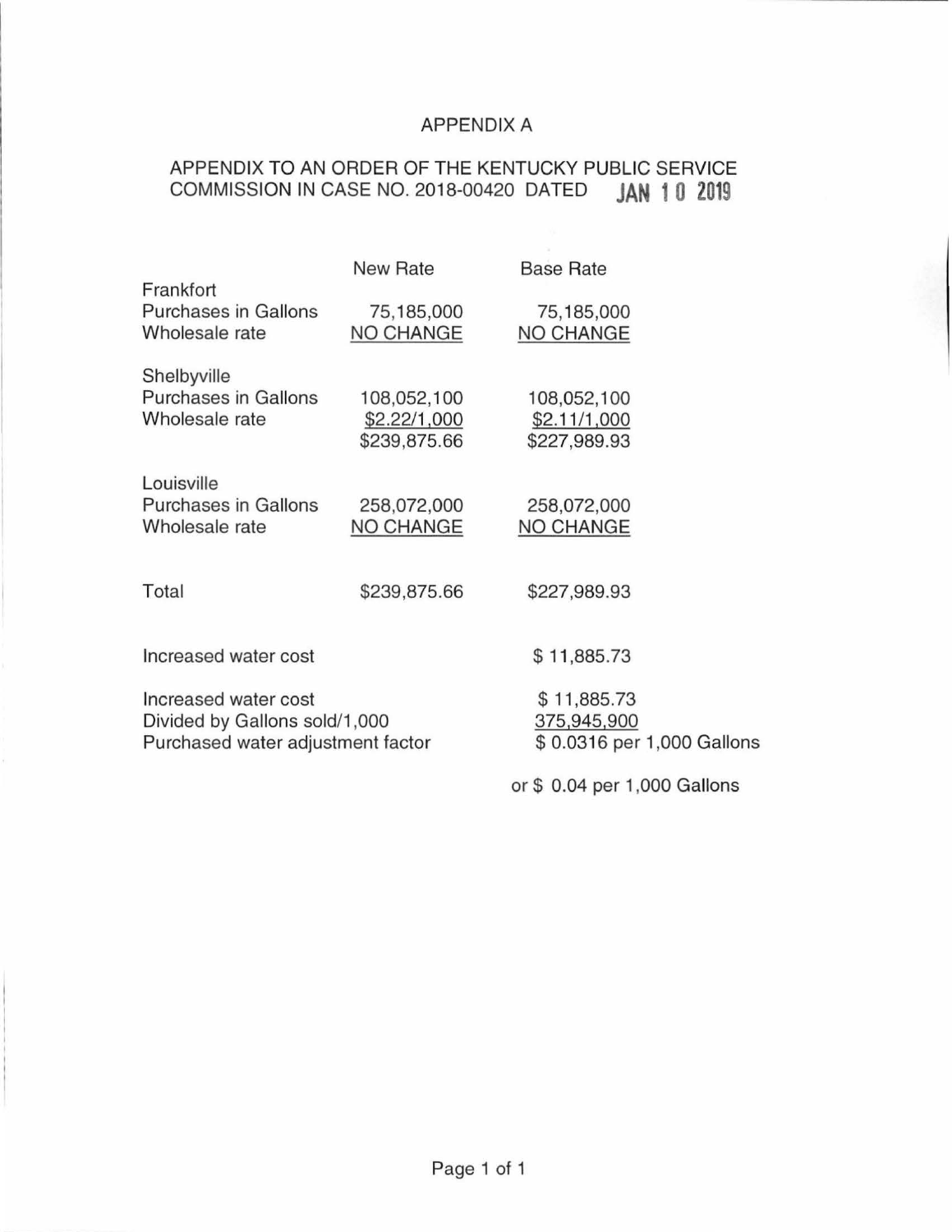# APPENDIX A

## APPENDIX TO AN ORDER OF THE KENTUCKY PUBLIC SERVICE COMMISSION IN CASE NO. 2018-00420 DATED JAN 10 2019

| | New Rate | Base Rate |
|---|---|---|
| **Frankfort** | | |
| Purchases in Gallons | 75,185,000 | 75,185,000 |
| Wholesale rate | NO CHANGE | NO CHANGE |
| | | |
| **Shelbyville** | | |
| Purchases in Gallons | 108,052,100 | 108,052,100 |
| Wholesale rate | $2.22/1,000 | $2.11/1,000 |
| | $239,875.66 | $227,989.93 |
| | | |
| **Louisville** | | |
| Purchases in Gallons | 258,072,000 | 258,072,000 |
| Wholesale rate | NO CHANGE | NO CHANGE |
| | | |
| Total | $239,875.66 | $227,989.93 |
| | | |
| Increased water cost | | $ 11,885.73 |
| | | |
| Increased water cost | | $ 11,885.73 |
| Divided by Gallons sold/1,000 | | 375,945,900 |
| Purchased water adjustment factor | | $ 0.0316 per 1,000 Gallons |
| | | or $ 0.04 per 1,000 Gallons |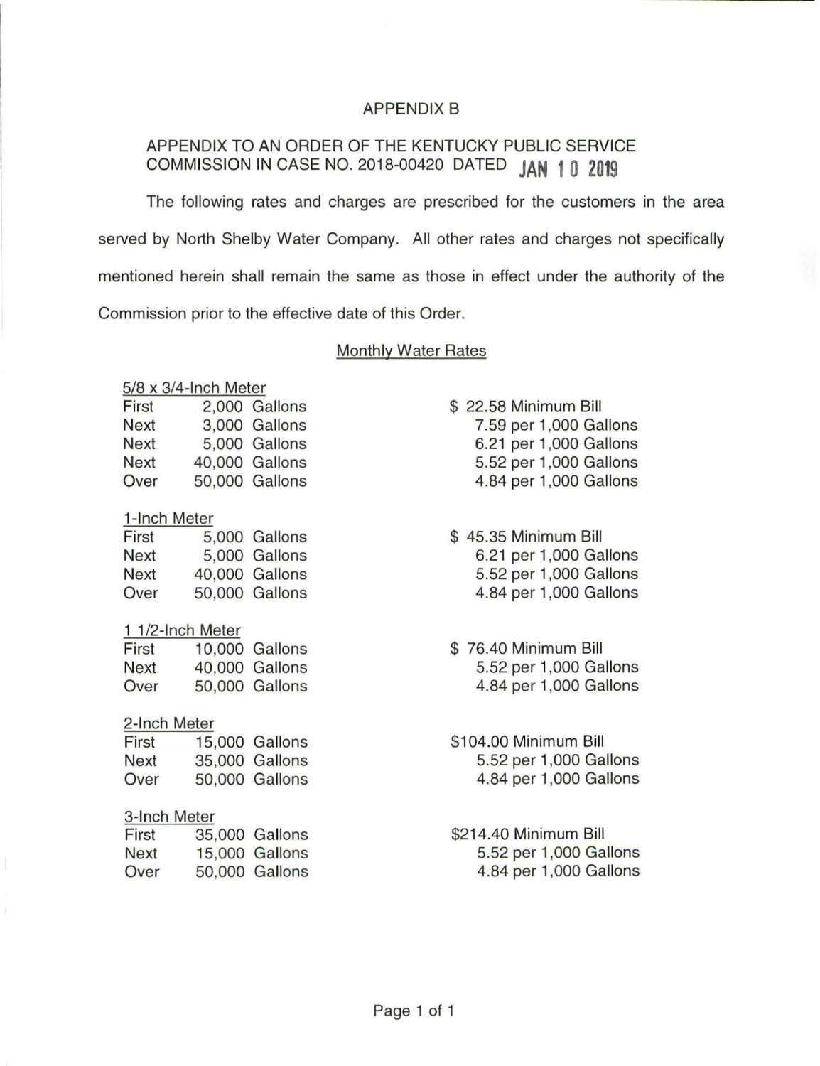# APPENDIX B

## APPENDIX TO AN ORDER OF THE KENTUCKY PUBLIC SERVICE COMMISSION IN CASE NO. 2018-00420 DATED JAN 10 2019

The following rates and charges are prescribed for the customers in the area served by North Shelby Water Company. All other rates and charges not specifically mentioned herein shall remain the same as those in effect under the authority of the Commission prior to the effective date of this Order.

### Monthly Water Rates

**5/8 x 3/4-Inch Meter**

| | | |
|---|---|---|
| First | 2,000 Gallons | $ 22.58 Minimum Bill |
| Next | 3,000 Gallons | 7.59 per 1,000 Gallons |
| Next | 5,000 Gallons | 6.21 per 1,000 Gallons |
| Next | 40,000 Gallons | 5.52 per 1,000 Gallons |
| Over | 50,000 Gallons | 4.84 per 1,000 Gallons |

**1-Inch Meter**

| | | |
|---|---|---|
| First | 5,000 Gallons | $ 45.35 Minimum Bill |
| Next | 5,000 Gallons | 6.21 per 1,000 Gallons |
| Next | 40,000 Gallons | 5.52 per 1,000 Gallons |
| Over | 50,000 Gallons | 4.84 per 1,000 Gallons |

**1 1/2-Inch Meter**

| | | |
|---|---|---|
| First | 10,000 Gallons | $ 76.40 Minimum Bill |
| Next | 40,000 Gallons | 5.52 per 1,000 Gallons |
| Over | 50,000 Gallons | 4.84 per 1,000 Gallons |

**2-Inch Meter**

| | | |
|---|---|---|
| First | 15,000 Gallons | $104.00 Minimum Bill |
| Next | 35,000 Gallons | 5.52 per 1,000 Gallons |
| Over | 50,000 Gallons | 4.84 per 1,000 Gallons |

**3-Inch Meter**

| | | |
|---|---|---|
| First | 35,000 Gallons | $214.40 Minimum Bill |
| Next | 15,000 Gallons | 5.52 per 1,000 Gallons |
| Over | 50,000 Gallons | 4.84 per 1,000 Gallons |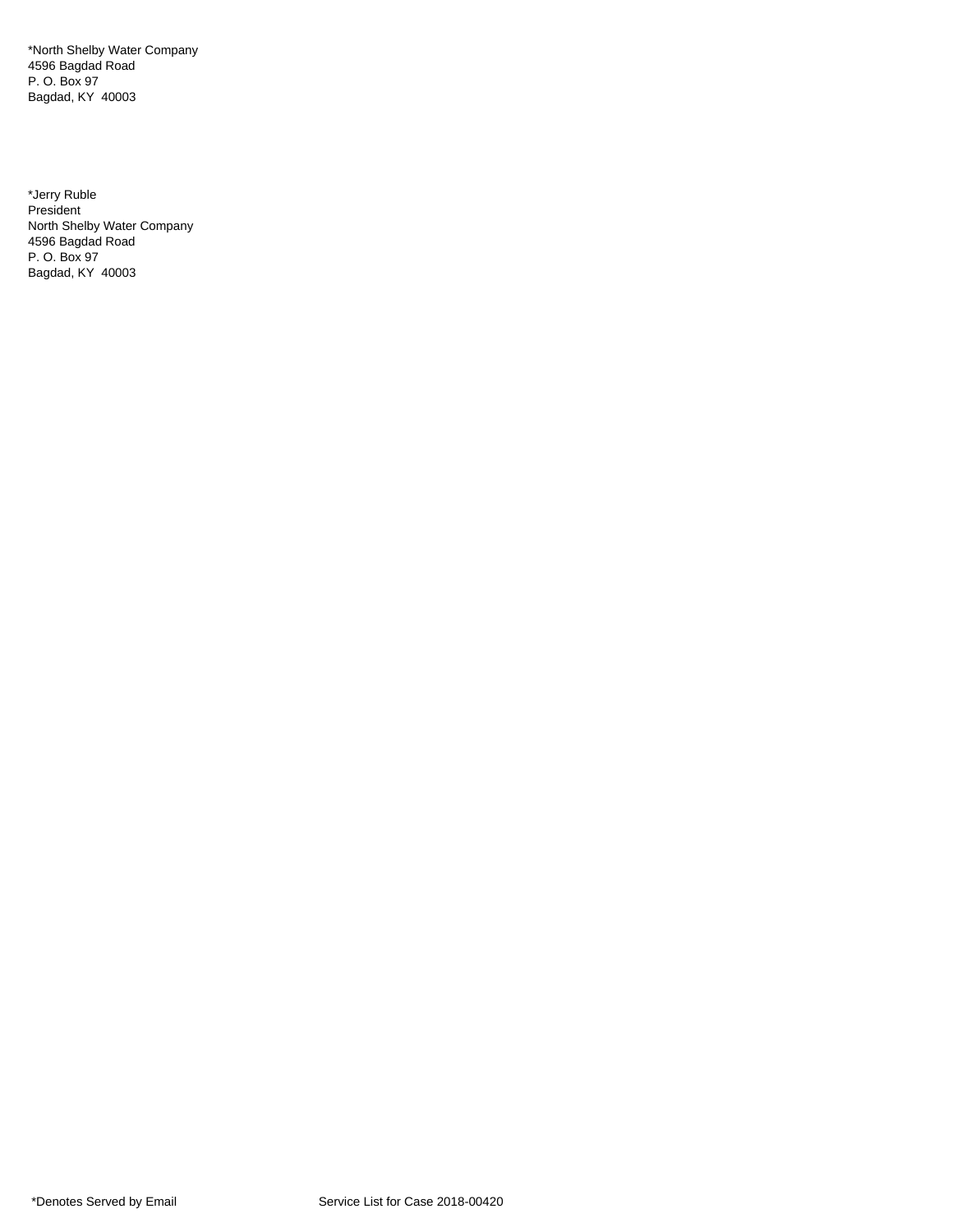*North Shelby Water Company
4596 Bagdad Road
P. O. Box 97
Bagdad, KY  40003

*Jerry Ruble
President
North Shelby Water Company
4596 Bagdad Road
P. O. Box 97
Bagdad, KY  40003